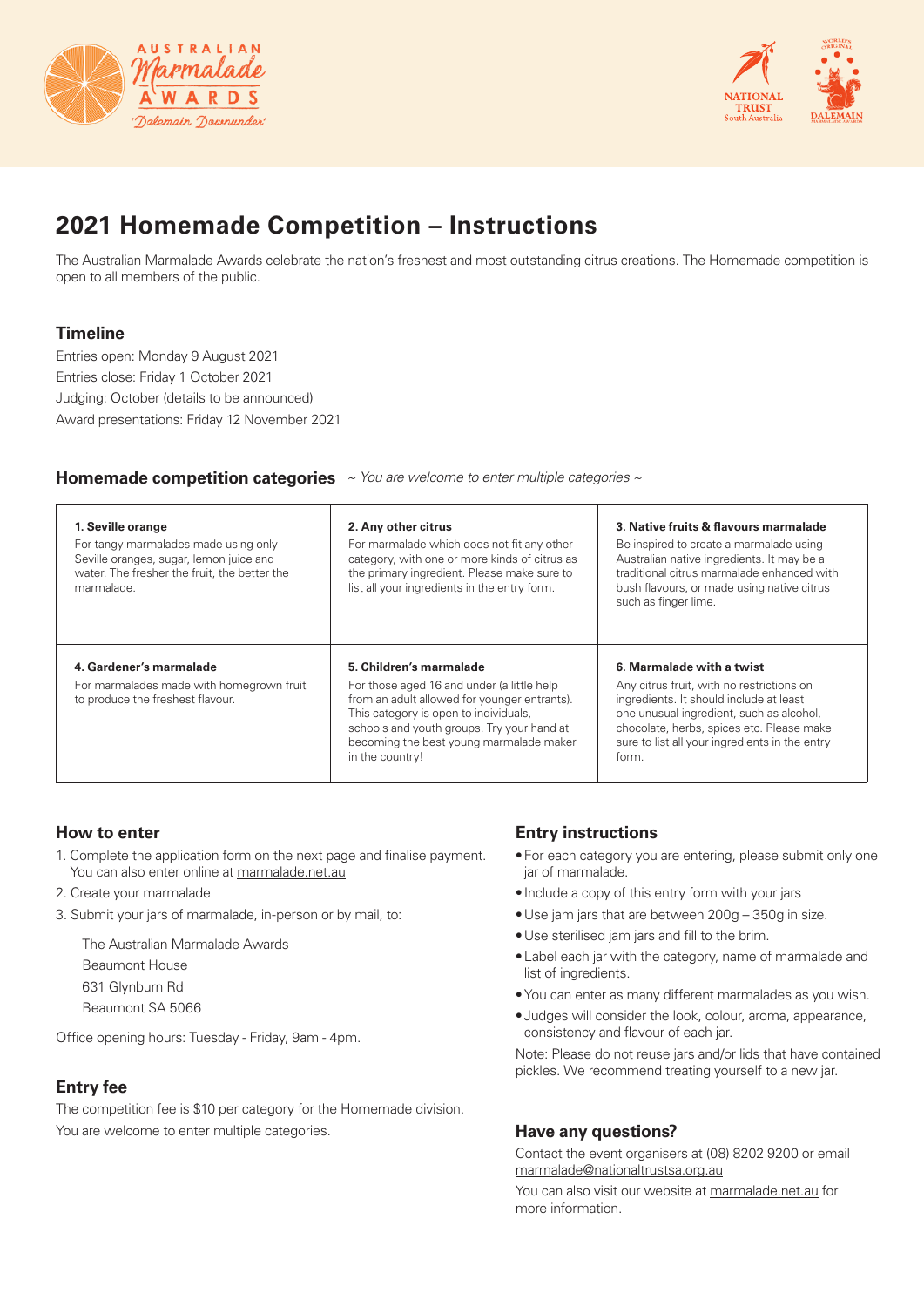# 2021 Homemade Competition – Instructions

The Australian Marmalade Awards celebrate the nation's freshest and most outstanding citrus creations. The Homemade competition is open to all members of the public.

## Timeline

Entries open: Monday 9 August 2021
Entries close: Friday 1 October 2021
Judging: October (details to be announced)
Award presentations: Friday 12 November 2021

## Homemade competition categories

*~ You are welcome to enter multiple categories ~*

| | | |
|---|---|---|
| **1. Seville orange**<br>For tangy marmalades made using only Seville oranges, sugar, lemon juice and water. The fresher the fruit, the better the marmalade. | **2. Any other citrus**<br>For marmalade which does not fit any other category, with one or more kinds of citrus as the primary ingredient. Please make sure to list all your ingredients in the entry form. | **3. Native fruits & flavours marmalade**<br>Be inspired to create a marmalade using Australian native ingredients. It may be a traditional citrus marmalade enhanced with bush flavours, or made using native citrus such as finger lime. |
| **4. Gardener's marmalade**<br>For marmalades made with homegrown fruit to produce the freshest flavour. | **5. Children's marmalade**<br>For those aged 16 and under (a little help from an adult allowed for younger entrants). This category is open to individuals, schools and youth groups. Try your hand at becoming the best young marmalade maker in the country! | **6. Marmalade with a twist**<br>Any citrus fruit, with no restrictions on ingredients. It should include at least one unusual ingredient, such as alcohol, chocolate, herbs, spices etc. Please make sure to list all your ingredients in the entry form. |

## How to enter

1. Complete the application form on the next page and finalise payment. You can also enter online at marmalade.net.au
2. Create your marmalade
3. Submit your jars of marmalade, in-person or by mail, to:

   The Australian Marmalade Awards
   Beaumont House
   631 Glynburn Rd
   Beaumont SA 5066

Office opening hours: Tuesday - Friday, 9am - 4pm.

## Entry fee

The competition fee is $10 per category for the Homemade division.
You are welcome to enter multiple categories.

## Entry instructions

- For each category you are entering, please submit only one jar of marmalade.
- Include a copy of this entry form with your jars
- Use jam jars that are between 200g – 350g in size.
- Use sterilised jam jars and fill to the brim.
- Label each jar with the category, name of marmalade and list of ingredients.
- You can enter as many different marmalades as you wish.
- Judges will consider the look, colour, aroma, appearance, consistency and flavour of each jar.

Note: Please do not reuse jars and/or lids that have contained pickles. We recommend treating yourself to a new jar.

## Have any questions?

Contact the event organisers at (08) 8202 9200 or email marmalade@nationaltrustsa.org.au

You can also visit our website at marmalade.net.au for more information.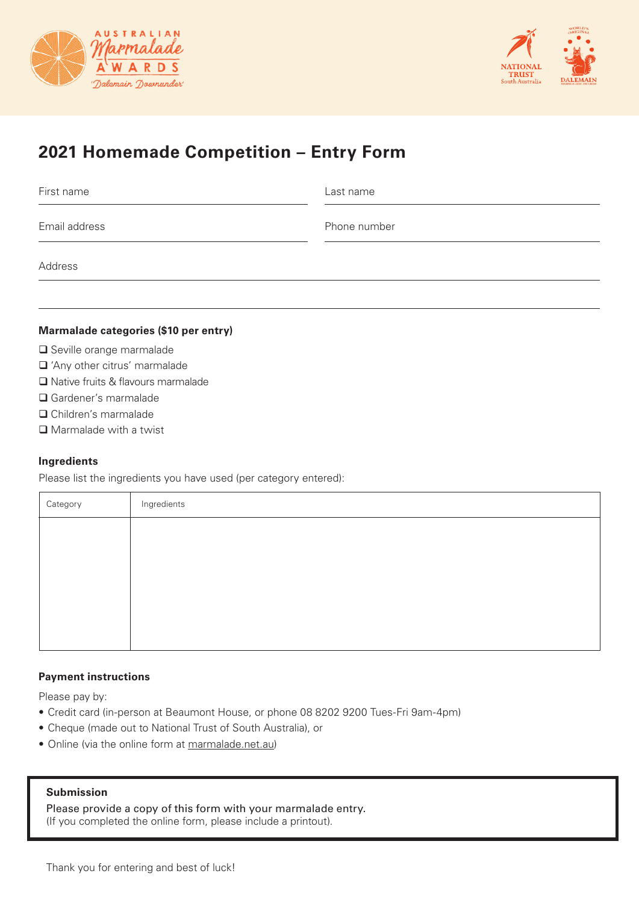# 2021 Homemade Competition – Entry Form

First name

Last name

Email address

Phone number

Address

### Marmalade categories ($10 per entry)

- ❑ Seville orange marmalade
- ❑ 'Any other citrus' marmalade
- ❑ Native fruits & flavours marmalade
- ❑ Gardener's marmalade
- ❑ Children's marmalade
- ❑ Marmalade with a twist

### Ingredients

Please list the ingredients you have used (per category entered):

| Category | Ingredients |
|---|---|
| | |

### Payment instructions

Please pay by:

- Credit card (in-person at Beaumont House, or phone 08 8202 9200 Tues-Fri 9am-4pm)
- Cheque (made out to National Trust of South Australia), or
- Online (via the online form at marmalade.net.au)

**Submission**

Please provide a copy of this form with your marmalade entry.
(If you completed the online form, please include a printout).

Thank you for entering and best of luck!